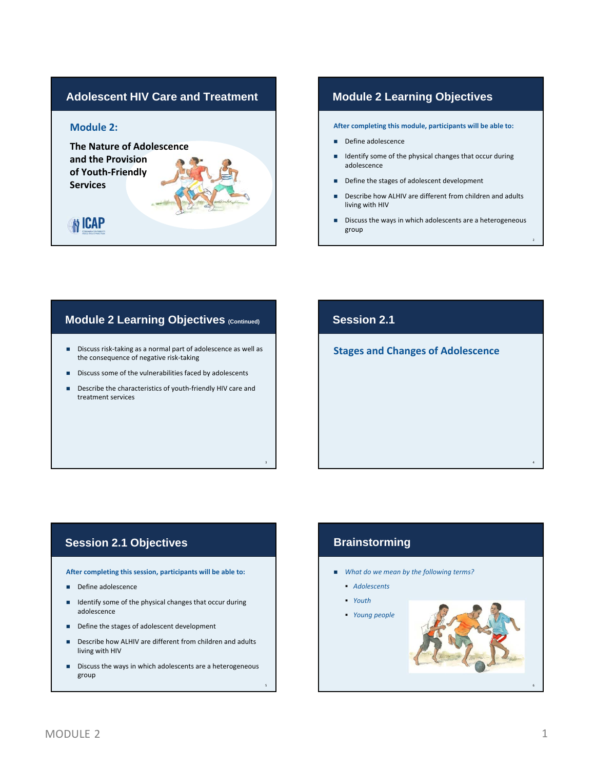## Adolescent HIV Care and Treatment

### Module 2:

**The Nature of Adolescence and the Provision of Youth-Friendly Services**

ICAP

## Module 2 Learning Objectives

**After completing this module, participants will be able to:**

- Define adolescence
- Identify some of the physical changes that occur during adolescence
- Define the stages of adolescent development
- Describe how ALHIV are different from children and adults living with HIV
- Discuss the ways in which adolescents are a heterogeneous group

## Module 2 Learning Objectives (Continued)

- Discuss risk-taking as a normal part of adolescence as well as the consequence of negative risk-taking
- Discuss some of the vulnerabilities faced by adolescents
- Describe the characteristics of youth-friendly HIV care and treatment services

## Session 2.1

### Stages and Changes of Adolescence

## Session 2.1 Objectives

**After completing this session, participants will be able to:**

- Define adolescence
- Identify some of the physical changes that occur during adolescence
- Define the stages of adolescent development
- Describe how ALHIV are different from children and adults living with HIV
- Discuss the ways in which adolescents are a heterogeneous group

## Brainstorming

- *What do we mean by the following terms?*
  - *Adolescents*
  - *Youth*
  - *Young people*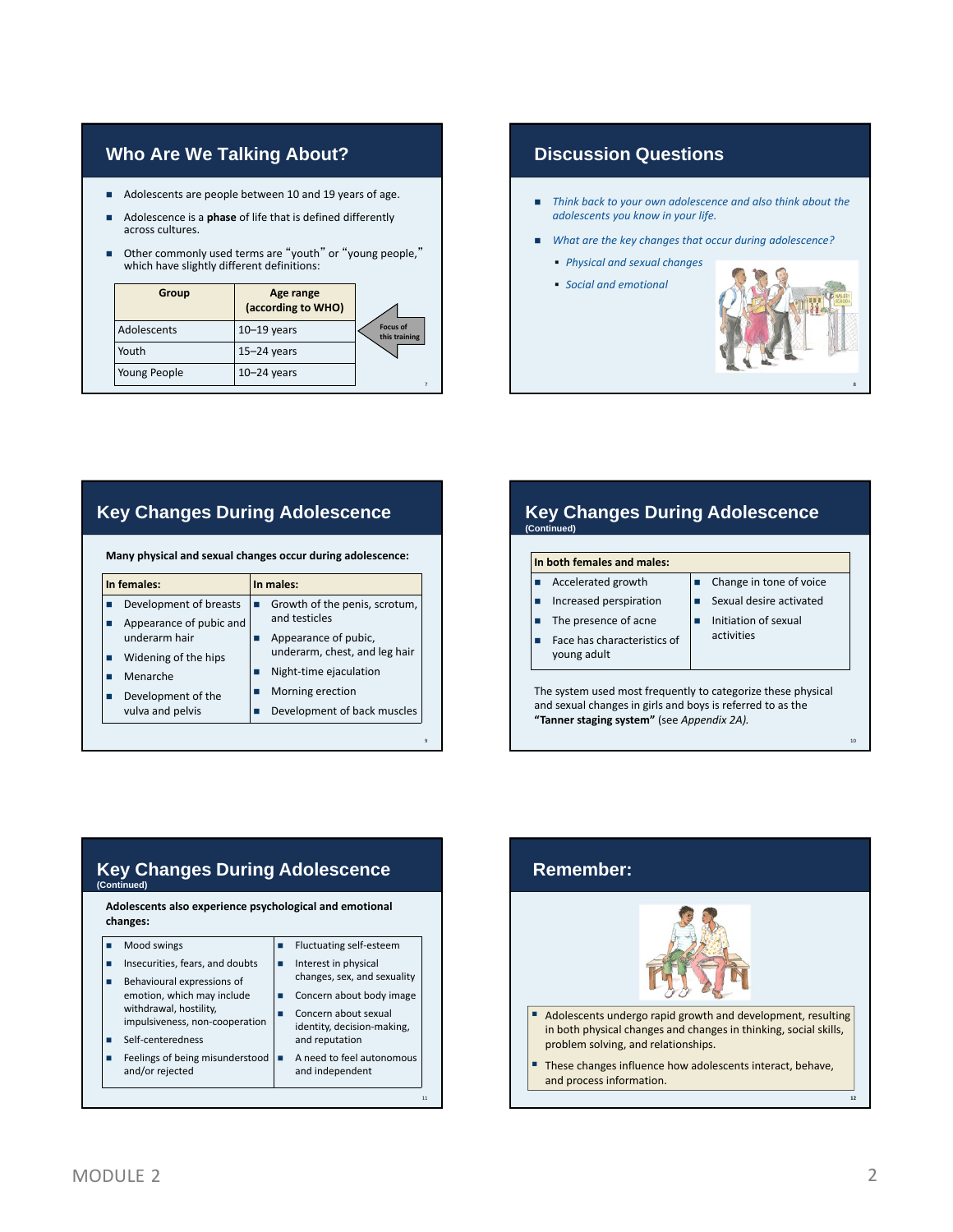## Who Are We Talking About?

- Adolescents are people between 10 and 19 years of age.
- Adolescence is a **phase** of life that is defined differently across cultures.
- Other commonly used terms are "youth" or "young people," which have slightly different definitions:

| Group | Age range (according to WHO) |
|---|---|
| Adolescents | 10–19 years |
| Youth | 15–24 years |
| Young People | 10–24 years |

Focus of this training

## Discussion Questions

- *Think back to your own adolescence and also think about the adolescents you know in your life.*
- *What are the key changes that occur during adolescence?*
  - *Physical and sexual changes*
  - *Social and emotional*

## Key Changes During Adolescence

**Many physical and sexual changes occur during adolescence:**

| In females: | In males: |
|---|---|
| Development of breasts | Growth of the penis, scrotum, and testicles |
| Appearance of pubic and underarm hair | Appearance of pubic, underarm, chest, and leg hair |
| Widening of the hips | Night-time ejaculation |
| Menarche | Morning erection |
| Development of the vulva and pelvis | Development of back muscles |

## Key Changes During Adolescence (Continued)

**In both females and males:**

- Accelerated growth
- Increased perspiration
- The presence of acne
- Face has characteristics of young adult
- Change in tone of voice
- Sexual desire activated
- Initiation of sexual activities

The system used most frequently to categorize these physical and sexual changes in girls and boys is referred to as the **"Tanner staging system"** (see *Appendix 2A).*

## Key Changes During Adolescence (Continued)

**Adolescents also experience psychological and emotional changes:**

- Mood swings
- Insecurities, fears, and doubts
- Behavioural expressions of emotion, which may include withdrawal, hostility, impulsiveness, non-cooperation
- Self-centeredness
- Feelings of being misunderstood and/or rejected
- Fluctuating self-esteem
- Interest in physical changes, sex, and sexuality
- Concern about body image
- Concern about sexual identity, decision-making, and reputation
- A need to feel autonomous and independent

## Remember:

- Adolescents undergo rapid growth and development, resulting in both physical changes and changes in thinking, social skills, problem solving, and relationships.
- These changes influence how adolescents interact, behave, and process information.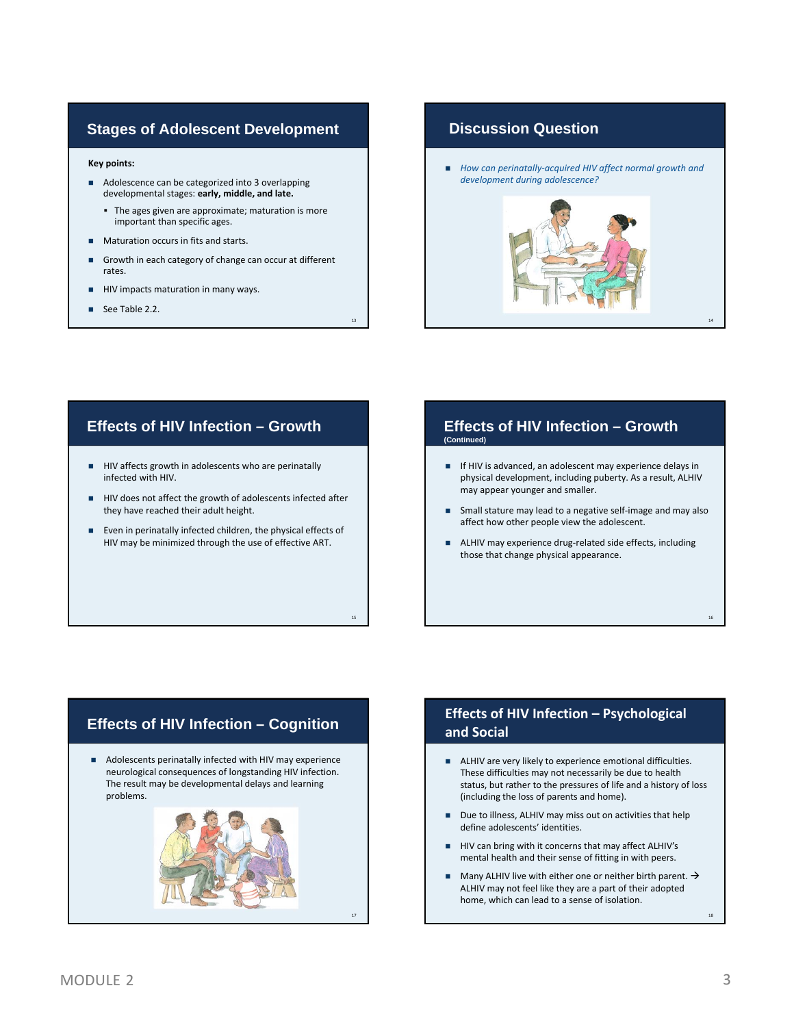## Stages of Adolescent Development

**Key points:**

- Adolescence can be categorized into 3 overlapping developmental stages: **early, middle, and late.**
  - The ages given are approximate; maturation is more important than specific ages.
- Maturation occurs in fits and starts.
- Growth in each category of change can occur at different rates.
- HIV impacts maturation in many ways.
- See Table 2.2.

## Discussion Question

- *How can perinatally-acquired HIV affect normal growth and development during adolescence?*

## Effects of HIV Infection – Growth

- HIV affects growth in adolescents who are perinatally infected with HIV.
- HIV does not affect the growth of adolescents infected after they have reached their adult height.
- Even in perinatally infected children, the physical effects of HIV may be minimized through the use of effective ART.

## Effects of HIV Infection – Growth (Continued)

- If HIV is advanced, an adolescent may experience delays in physical development, including puberty. As a result, ALHIV may appear younger and smaller.
- Small stature may lead to a negative self-image and may also affect how other people view the adolescent.
- ALHIV may experience drug-related side effects, including those that change physical appearance.

## Effects of HIV Infection – Cognition

- Adolescents perinatally infected with HIV may experience neurological consequences of longstanding HIV infection. The result may be developmental delays and learning problems.

## Effects of HIV Infection – Psychological and Social

- ALHIV are very likely to experience emotional difficulties. These difficulties may not necessarily be due to health status, but rather to the pressures of life and a history of loss (including the loss of parents and home).
- Due to illness, ALHIV may miss out on activities that help define adolescents' identities.
- HIV can bring with it concerns that may affect ALHIV's mental health and their sense of fitting in with peers.
- Many ALHIV live with either one or neither birth parent. → ALHIV may not feel like they are a part of their adopted home, which can lead to a sense of isolation.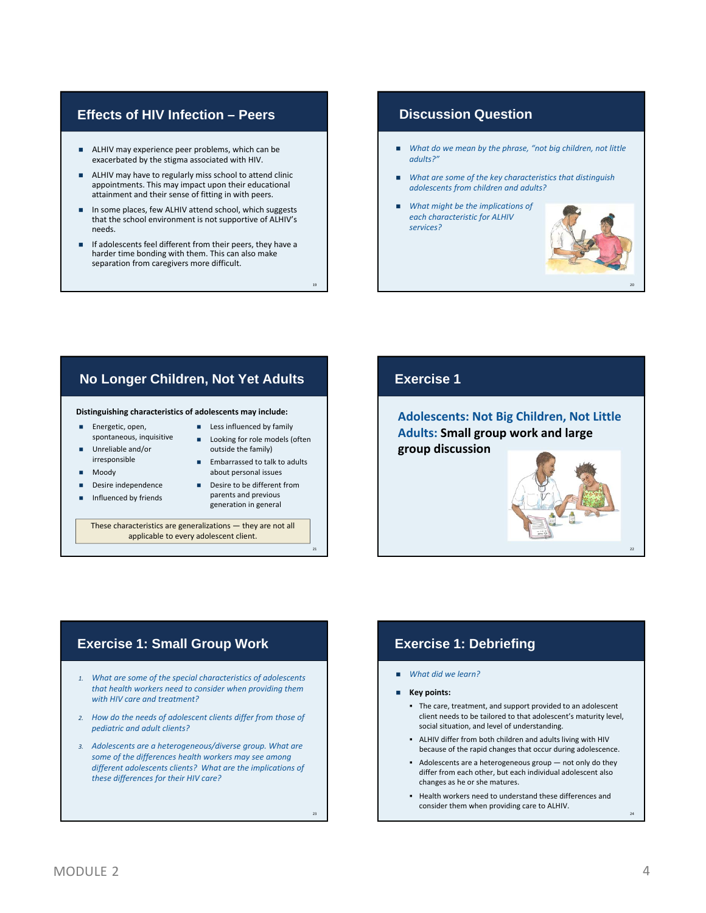## Effects of HIV Infection – Peers

- ALHIV may experience peer problems, which can be exacerbated by the stigma associated with HIV.
- ALHIV may have to regularly miss school to attend clinic appointments. This may impact upon their educational attainment and their sense of fitting in with peers.
- In some places, few ALHIV attend school, which suggests that the school environment is not supportive of ALHIV's needs.
- If adolescents feel different from their peers, they have a harder time bonding with them. This can also make separation from caregivers more difficult.

## Discussion Question

- *What do we mean by the phrase, "not big children, not little adults?"*
- *What are some of the key characteristics that distinguish adolescents from children and adults?*
- *What might be the implications of each characteristic for ALHIV services?*

## No Longer Children, Not Yet Adults

**Distinguishing characteristics of adolescents may include:**

- Energetic, open, spontaneous, inquisitive
- Unreliable and/or irresponsible
- Moody
- Desire independence
- Influenced by friends
- Less influenced by family
- Looking for role models (often outside the family)
- Embarrassed to talk to adults about personal issues
- Desire to be different from parents and previous generation in general

These characteristics are generalizations — they are not all applicable to every adolescent client.

## Exercise 1

**Adolescents: Not Big Children, Not Little Adults: Small group work and large group discussion**

## Exercise 1: Small Group Work

1. *What are some of the special characteristics of adolescents that health workers need to consider when providing them with HIV care and treatment?*
2. *How do the needs of adolescent clients differ from those of pediatric and adult clients?*
3. *Adolescents are a heterogeneous/diverse group. What are some of the differences health workers may see among different adolescents clients? What are the implications of these differences for their HIV care?*

## Exercise 1: Debriefing

- *What did we learn?*
- **Key points:**
  - The care, treatment, and support provided to an adolescent client needs to be tailored to that adolescent's maturity level, social situation, and level of understanding.
  - ALHIV differ from both children and adults living with HIV because of the rapid changes that occur during adolescence.
  - Adolescents are a heterogeneous group — not only do they differ from each other, but each individual adolescent also changes as he or she matures.
  - Health workers need to understand these differences and consider them when providing care to ALHIV.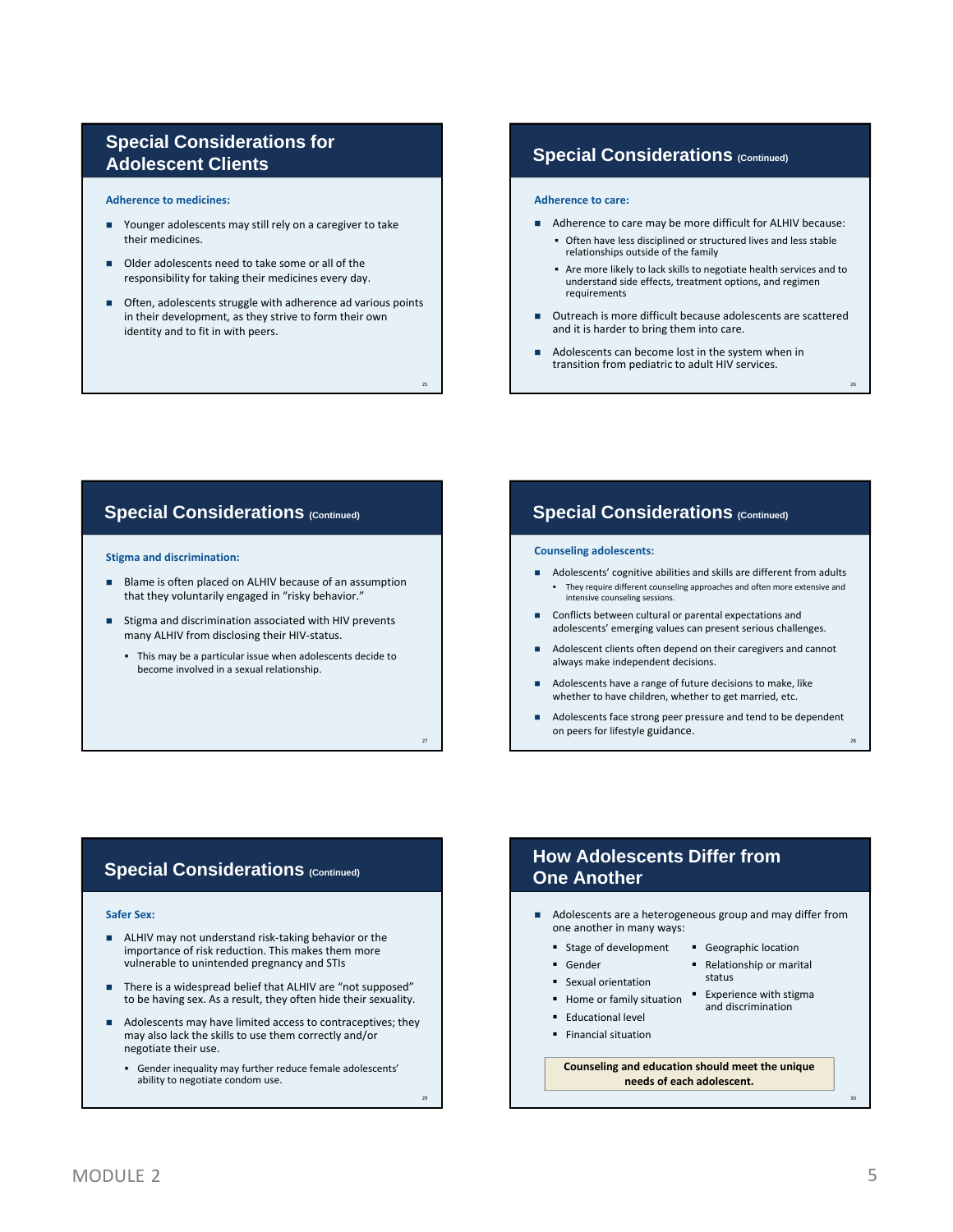## Special Considerations for Adolescent Clients

**Adherence to medicines:**

- Younger adolescents may still rely on a caregiver to take their medicines.
- Older adolescents need to take some or all of the responsibility for taking their medicines every day.
- Often, adolescents struggle with adherence ad various points in their development, as they strive to form their own identity and to fit in with peers.

## Special Considerations (Continued)

**Adherence to care:**

- Adherence to care may be more difficult for ALHIV because:
  - Often have less disciplined or structured lives and less stable relationships outside of the family
  - Are more likely to lack skills to negotiate health services and to understand side effects, treatment options, and regimen requirements
- Outreach is more difficult because adolescents are scattered and it is harder to bring them into care.
- Adolescents can become lost in the system when in transition from pediatric to adult HIV services.

## Special Considerations (Continued)

**Stigma and discrimination:**

- Blame is often placed on ALHIV because of an assumption that they voluntarily engaged in "risky behavior."
- Stigma and discrimination associated with HIV prevents many ALHIV from disclosing their HIV-status.
  - This may be a particular issue when adolescents decide to become involved in a sexual relationship.

## Special Considerations (Continued)

**Counseling adolescents:**

- Adolescents' cognitive abilities and skills are different from adults
  - They require different counseling approaches and often more extensive and intensive counseling sessions.
- Conflicts between cultural or parental expectations and adolescents' emerging values can present serious challenges.
- Adolescent clients often depend on their caregivers and cannot always make independent decisions.
- Adolescents have a range of future decisions to make, like whether to have children, whether to get married, etc.
- Adolescents face strong peer pressure and tend to be dependent on peers for lifestyle guidance.

## Special Considerations (Continued)

**Safer Sex:**

- ALHIV may not understand risk-taking behavior or the importance of risk reduction. This makes them more vulnerable to unintended pregnancy and STIs
- There is a widespread belief that ALHIV are "not supposed" to be having sex. As a result, they often hide their sexuality.
- Adolescents may have limited access to contraceptives; they may also lack the skills to use them correctly and/or negotiate their use.
  - Gender inequality may further reduce female adolescents' ability to negotiate condom use.

## How Adolescents Differ from One Another

- Adolescents are a heterogeneous group and may differ from one another in many ways:
  - Stage of development
  - Gender
  - Sexual orientation
  - Home or family situation
  - Educational level
  - Financial situation
  - Geographic location
  - Relationship or marital status
  - Experience with stigma and discrimination

**Counseling and education should meet the unique needs of each adolescent.**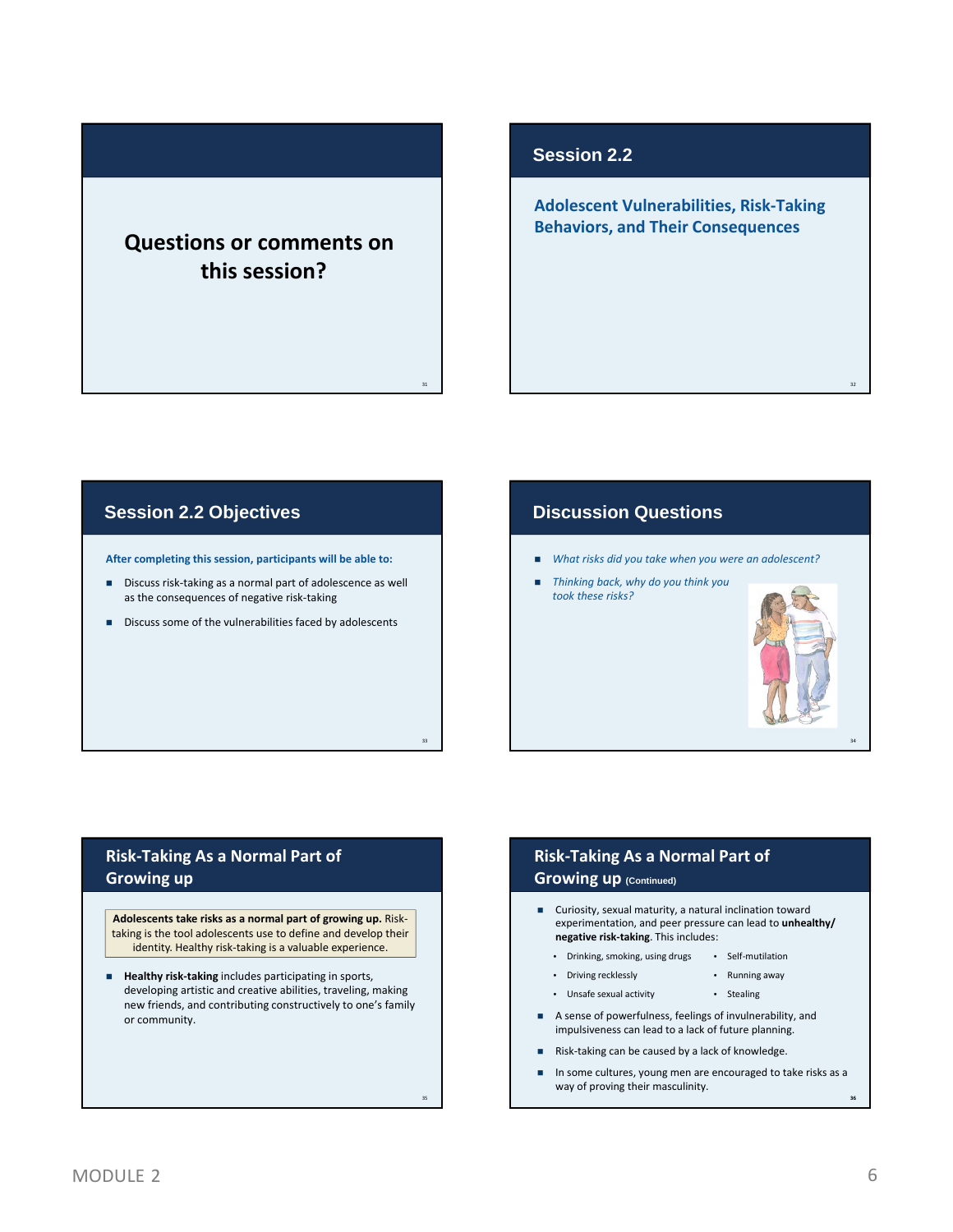## Questions or comments on this session?

## Session 2.2

**Adolescent Vulnerabilities, Risk-Taking Behaviors, and Their Consequences**

## Session 2.2 Objectives

**After completing this session, participants will be able to:**

- Discuss risk-taking as a normal part of adolescence as well as the consequences of negative risk-taking
- Discuss some of the vulnerabilities faced by adolescents

## Discussion Questions

- *What risks did you take when you were an adolescent?*
- *Thinking back, why do you think you took these risks?*

## Risk-Taking As a Normal Part of Growing up

**Adolescents take risks as a normal part of growing up.** Risk-taking is the tool adolescents use to define and develop their identity. Healthy risk-taking is a valuable experience.

- **Healthy risk-taking** includes participating in sports, developing artistic and creative abilities, traveling, making new friends, and contributing constructively to one's family or community.

## Risk-Taking As a Normal Part of Growing up (Continued)

- Curiosity, sexual maturity, a natural inclination toward experimentation, and peer pressure can lead to **unhealthy/ negative risk-taking**. This includes:
  - Drinking, smoking, using drugs
  - Driving recklessly
  - Unsafe sexual activity
  - Self-mutilation
  - Running away
  - Stealing
- A sense of powerfulness, feelings of invulnerability, and impulsiveness can lead to a lack of future planning.
- Risk-taking can be caused by a lack of knowledge.
- In some cultures, young men are encouraged to take risks as a way of proving their masculinity.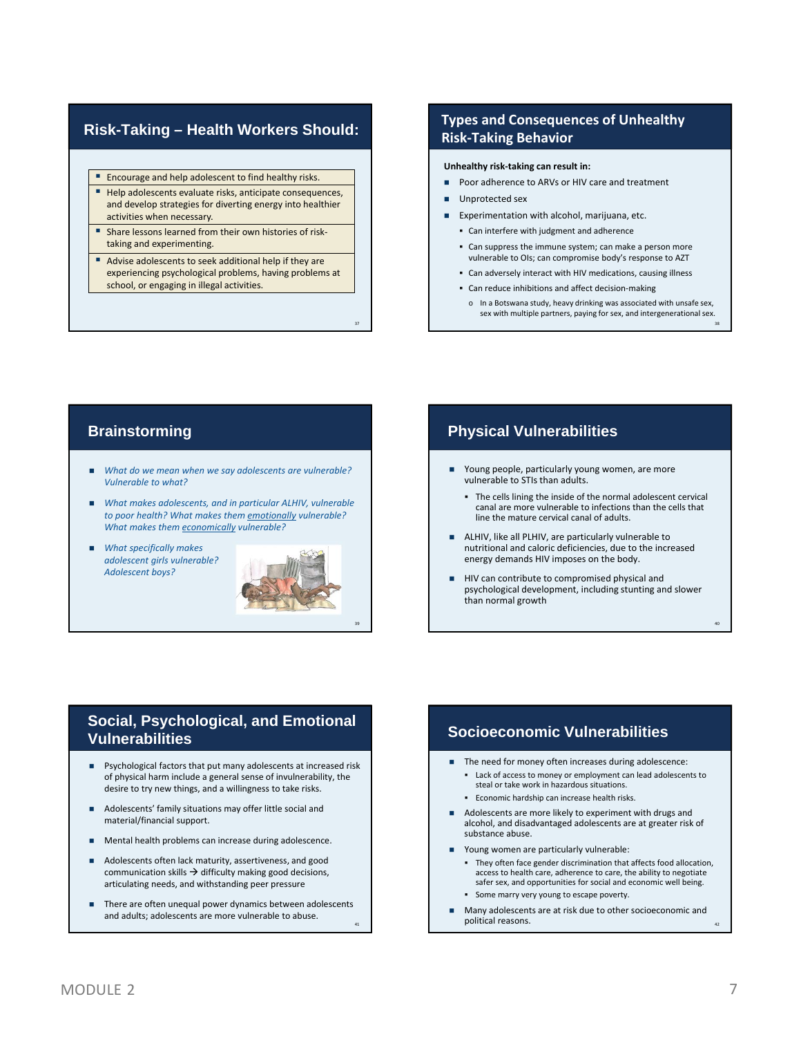## Risk-Taking – Health Workers Should:

- Encourage and help adolescent to find healthy risks.
- Help adolescents evaluate risks, anticipate consequences, and develop strategies for diverting energy into healthier activities when necessary.
- Share lessons learned from their own histories of risk-taking and experimenting.
- Advise adolescents to seek additional help if they are experiencing psychological problems, having problems at school, or engaging in illegal activities.

## Types and Consequences of Unhealthy Risk-Taking Behavior

**Unhealthy risk-taking can result in:**

- Poor adherence to ARVs or HIV care and treatment
- Unprotected sex
- Experimentation with alcohol, marijuana, etc.
  - Can interfere with judgment and adherence
  - Can suppress the immune system; can make a person more vulnerable to OIs; can compromise body's response to AZT
  - Can adversely interact with HIV medications, causing illness
  - Can reduce inhibitions and affect decision-making
    - In a Botswana study, heavy drinking was associated with unsafe sex, sex with multiple partners, paying for sex, and intergenerational sex.

## Brainstorming

- *What do we mean when we say adolescents are vulnerable? Vulnerable to what?*
- *What makes adolescents, and in particular ALHIV, vulnerable to poor health? What makes them emotionally vulnerable? What makes them economically vulnerable?*
- *What specifically makes adolescent girls vulnerable? Adolescent boys?*

## Physical Vulnerabilities

- Young people, particularly young women, are more vulnerable to STIs than adults.
  - The cells lining the inside of the normal adolescent cervical canal are more vulnerable to infections than the cells that line the mature cervical canal of adults.
- ALHIV, like all PLHIV, are particularly vulnerable to nutritional and caloric deficiencies, due to the increased energy demands HIV imposes on the body.
- HIV can contribute to compromised physical and psychological development, including stunting and slower than normal growth

## Social, Psychological, and Emotional Vulnerabilities

- Psychological factors that put many adolescents at increased risk of physical harm include a general sense of invulnerability, the desire to try new things, and a willingness to take risks.
- Adolescents' family situations may offer little social and material/financial support.
- Mental health problems can increase during adolescence.
- Adolescents often lack maturity, assertiveness, and good communication skills → difficulty making good decisions, articulating needs, and withstanding peer pressure
- There are often unequal power dynamics between adolescents and adults; adolescents are more vulnerable to abuse.

## Socioeconomic Vulnerabilities

- The need for money often increases during adolescence:
  - Lack of access to money or employment can lead adolescents to steal or take work in hazardous situations.
  - Economic hardship can increase health risks.
- Adolescents are more likely to experiment with drugs and alcohol, and disadvantaged adolescents are at greater risk of substance abuse.
- Young women are particularly vulnerable:
  - They often face gender discrimination that affects food allocation, access to health care, adherence to care, the ability to negotiate safer sex, and opportunities for social and economic well being.
  - Some marry very young to escape poverty.
- Many adolescents are at risk due to other socioeconomic and political reasons.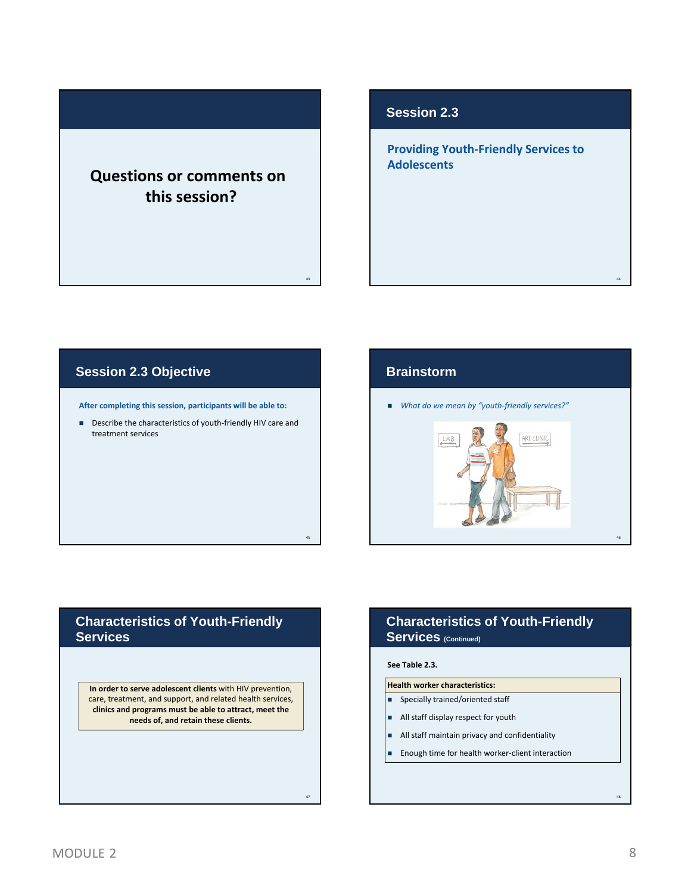## Questions or comments on this session?

## Session 2.3

**Providing Youth-Friendly Services to Adolescents**

## Session 2.3 Objective

**After completing this session, participants will be able to:**

- Describe the characteristics of youth-friendly HIV care and treatment services

## Brainstorm

- *What do we mean by "youth-friendly services?"*

## Characteristics of Youth-Friendly Services

**In order to serve adolescent clients** with HIV prevention, care, treatment, and support, and related health services, **clinics and programs must be able to attract, meet the needs of, and retain these clients.**

## Characteristics of Youth-Friendly Services (Continued)

**See Table 2.3.**

| **Health worker characteristics:** |
| --- |
| Specially trained/oriented staff |
| All staff display respect for youth |
| All staff maintain privacy and confidentiality |
| Enough time for health worker-client interaction |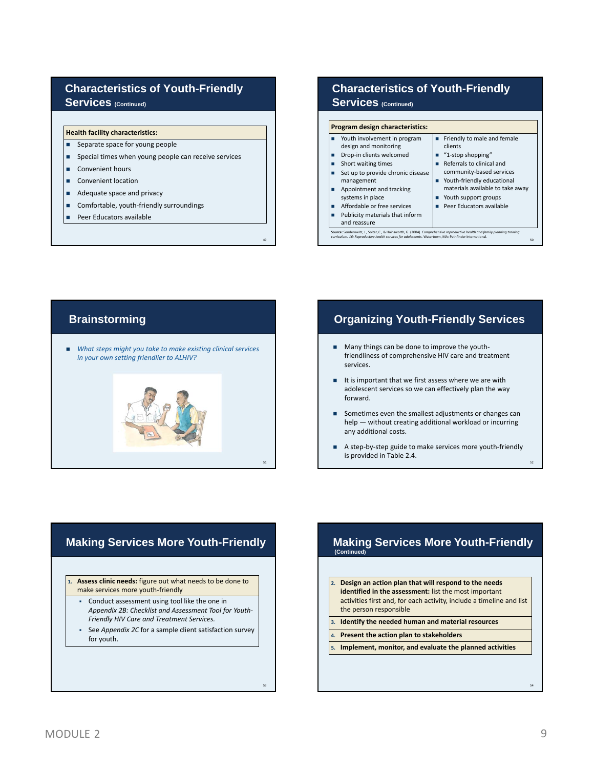## Characteristics of Youth-Friendly Services (Continued)

**Health facility characteristics:**

- Separate space for young people
- Special times when young people can receive services
- Convenient hours
- Convenient location
- Adequate space and privacy
- Comfortable, youth-friendly surroundings
- Peer Educators available

## Characteristics of Youth-Friendly Services (Continued)

**Program design characteristics:**

- Youth involvement in program design and monitoring
- Drop-in clients welcomed
- Short waiting times
- Set up to provide chronic disease management
- Appointment and tracking systems in place
- Affordable or free services
- Publicity materials that inform and reassure
- Friendly to male and female clients
- "1-stop shopping"
- Referrals to clinical and community-based services
- Youth-friendly educational materials available to take away
- Youth support groups
- Peer Educators available

**Source:** Senderowitz, J., Solter, C., & Hainsworth, G. (2004). *Comprehensive reproductive health and family planning training curriculum. 16: Reproductive health services for adolescents.* Watertown, MA: Pathfinder International.

## Brainstorming

- *What steps might you take to make existing clinical services in your own setting friendlier to ALHIV?*

## Organizing Youth-Friendly Services

- Many things can be done to improve the youth-friendliness of comprehensive HIV care and treatment services.
- It is important that we first assess where we are with adolescent services so we can effectively plan the way forward.
- Sometimes even the smallest adjustments or changes can help — without creating additional workload or incurring any additional costs.
- A step-by-step guide to make services more youth-friendly is provided in Table 2.4.

## Making Services More Youth-Friendly

1. **Assess clinic needs:** figure out what needs to be done to make services more youth-friendly
   - Conduct assessment using tool like the one in *Appendix 2B: Checklist and Assessment Tool for Youth-Friendly HIV Care and Treatment Services.*
   - See *Appendix 2C* for a sample client satisfaction survey for youth.

## Making Services More Youth-Friendly (Continued)

2. **Design an action plan that will respond to the needs identified in the assessment:** list the most important activities first and, for each activity, include a timeline and list the person responsible
3. **Identify the needed human and material resources**
4. **Present the action plan to stakeholders**
5. **Implement, monitor, and evaluate the planned activities**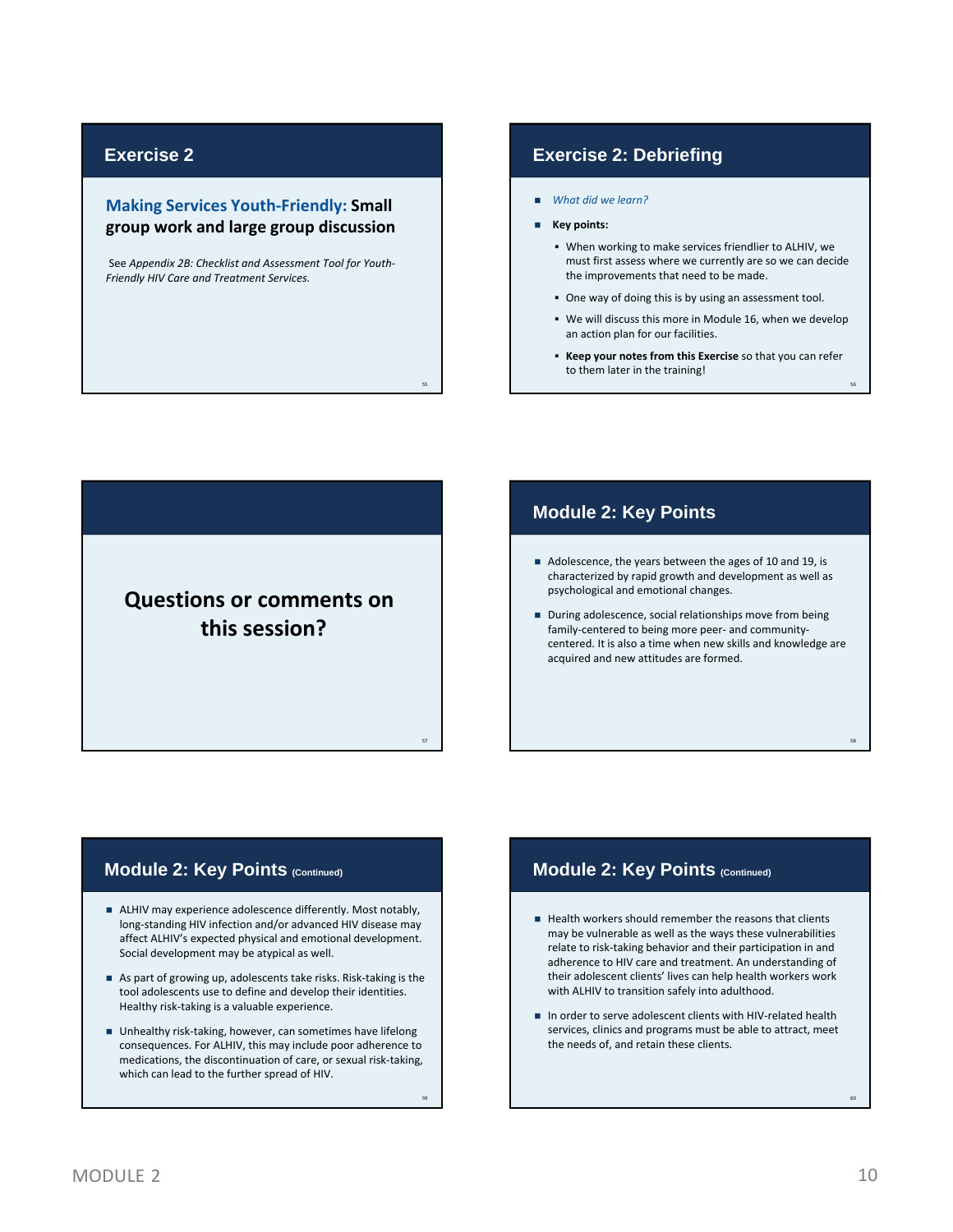## Exercise 2

**Making Services Youth-Friendly: Small group work and large group discussion**

See *Appendix 2B: Checklist and Assessment Tool for Youth-Friendly HIV Care and Treatment Services.*

## Exercise 2: Debriefing

- *What did we learn?*
- **Key points:**
  - When working to make services friendlier to ALHIV, we must first assess where we currently are so we can decide the improvements that need to be made.
  - One way of doing this is by using an assessment tool.
  - We will discuss this more in Module 16, when we develop an action plan for our facilities.
  - **Keep your notes from this Exercise** so that you can refer to them later in the training!

## Questions or comments on this session?

## Module 2: Key Points

- Adolescence, the years between the ages of 10 and 19, is characterized by rapid growth and development as well as psychological and emotional changes.
- During adolescence, social relationships move from being family-centered to being more peer- and community-centered. It is also a time when new skills and knowledge are acquired and new attitudes are formed.

## Module 2: Key Points (Continued)

- ALHIV may experience adolescence differently. Most notably, long-standing HIV infection and/or advanced HIV disease may affect ALHIV's expected physical and emotional development. Social development may be atypical as well.
- As part of growing up, adolescents take risks. Risk-taking is the tool adolescents use to define and develop their identities. Healthy risk-taking is a valuable experience.
- Unhealthy risk-taking, however, can sometimes have lifelong consequences. For ALHIV, this may include poor adherence to medications, the discontinuation of care, or sexual risk-taking, which can lead to the further spread of HIV.

## Module 2: Key Points (Continued)

- Health workers should remember the reasons that clients may be vulnerable as well as the ways these vulnerabilities relate to risk-taking behavior and their participation in and adherence to HIV care and treatment. An understanding of their adolescent clients' lives can help health workers work with ALHIV to transition safely into adulthood.
- In order to serve adolescent clients with HIV-related health services, clinics and programs must be able to attract, meet the needs of, and retain these clients.